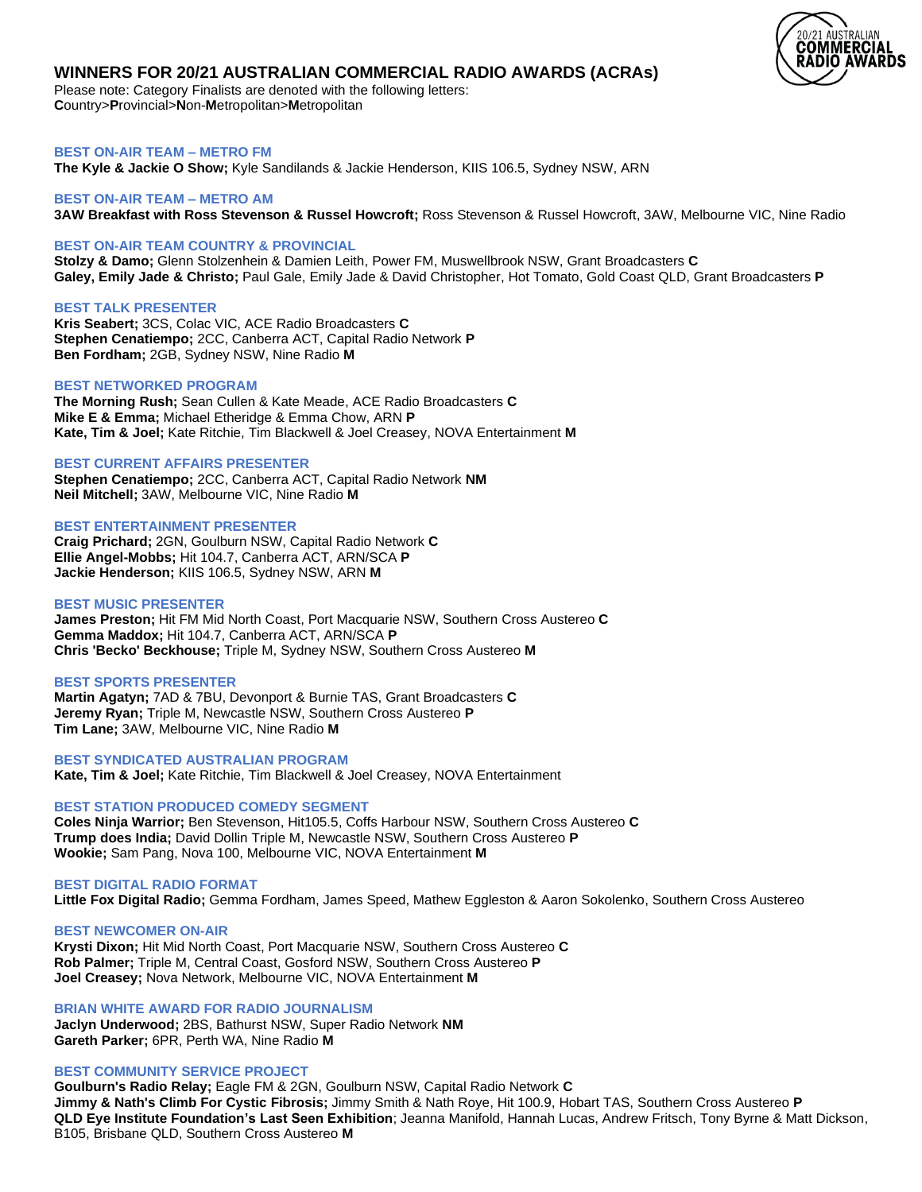# WINNERS FOR 20/21 AUSTRALIAN COMMERCIAL RADIO AWARDS (ACRAs)

Please note: Category Finalists are denoted with the following letters:
**C**ountry>**P**rovincial>**N**on-**M**etropolitan>**M**etropolitan

### BEST ON-AIR TEAM – METRO FM

**The Kyle & Jackie O Show;** Kyle Sandilands & Jackie Henderson, KIIS 106.5, Sydney NSW, ARN

### BEST ON-AIR TEAM – METRO AM

**3AW Breakfast with Ross Stevenson & Russel Howcroft;** Ross Stevenson & Russel Howcroft, 3AW, Melbourne VIC, Nine Radio

### BEST ON-AIR TEAM COUNTRY & PROVINCIAL

**Stolzy & Damo;** Glenn Stolzenhein & Damien Leith, Power FM, Muswellbrook NSW, Grant Broadcasters **C**
**Galey, Emily Jade & Christo;** Paul Gale, Emily Jade & David Christopher, Hot Tomato, Gold Coast QLD, Grant Broadcasters **P**

### BEST TALK PRESENTER

**Kris Seabert;** 3CS, Colac VIC, ACE Radio Broadcasters **C**
**Stephen Cenatiempo;** 2CC, Canberra ACT, Capital Radio Network **P**
**Ben Fordham;** 2GB, Sydney NSW, Nine Radio **M**

### BEST NETWORKED PROGRAM

**The Morning Rush;** Sean Cullen & Kate Meade, ACE Radio Broadcasters **C**
**Mike E & Emma;** Michael Etheridge & Emma Chow, ARN **P**
**Kate, Tim & Joel;** Kate Ritchie, Tim Blackwell & Joel Creasey, NOVA Entertainment **M**

### BEST CURRENT AFFAIRS PRESENTER

**Stephen Cenatiempo;** 2CC, Canberra ACT, Capital Radio Network **NM**
**Neil Mitchell;** 3AW, Melbourne VIC, Nine Radio **M**

### BEST ENTERTAINMENT PRESENTER

**Craig Prichard;** 2GN, Goulburn NSW, Capital Radio Network **C**
**Ellie Angel-Mobbs;** Hit 104.7, Canberra ACT, ARN/SCA **P**
**Jackie Henderson;** KIIS 106.5, Sydney NSW, ARN **M**

### BEST MUSIC PRESENTER

**James Preston;** Hit FM Mid North Coast, Port Macquarie NSW, Southern Cross Austereo **C**
**Gemma Maddox;** Hit 104.7, Canberra ACT, ARN/SCA **P**
**Chris 'Becko' Beckhouse;** Triple M, Sydney NSW, Southern Cross Austereo **M**

### BEST SPORTS PRESENTER

**Martin Agatyn;** 7AD & 7BU, Devonport & Burnie TAS, Grant Broadcasters **C**
**Jeremy Ryan;** Triple M, Newcastle NSW, Southern Cross Austereo **P**
**Tim Lane;** 3AW, Melbourne VIC, Nine Radio **M**

### BEST SYNDICATED AUSTRALIAN PROGRAM

**Kate, Tim & Joel;** Kate Ritchie, Tim Blackwell & Joel Creasey, NOVA Entertainment

### BEST STATION PRODUCED COMEDY SEGMENT

**Coles Ninja Warrior;** Ben Stevenson, Hit105.5, Coffs Harbour NSW, Southern Cross Austereo **C**
**Trump does India;** David Dollin Triple M, Newcastle NSW, Southern Cross Austereo **P**
**Wookie;** Sam Pang, Nova 100, Melbourne VIC, NOVA Entertainment **M**

### BEST DIGITAL RADIO FORMAT

**Little Fox Digital Radio;** Gemma Fordham, James Speed, Mathew Eggleston & Aaron Sokolenko, Southern Cross Austereo

### BEST NEWCOMER ON-AIR

**Krysti Dixon;** Hit Mid North Coast, Port Macquarie NSW, Southern Cross Austereo **C**
**Rob Palmer;** Triple M, Central Coast, Gosford NSW, Southern Cross Austereo **P**
**Joel Creasey;** Nova Network, Melbourne VIC, NOVA Entertainment **M**

### BRIAN WHITE AWARD FOR RADIO JOURNALISM

**Jaclyn Underwood;** 2BS, Bathurst NSW, Super Radio Network **NM**
**Gareth Parker;** 6PR, Perth WA, Nine Radio **M**

### BEST COMMUNITY SERVICE PROJECT

**Goulburn's Radio Relay;** Eagle FM & 2GN, Goulburn NSW, Capital Radio Network **C**
**Jimmy & Nath's Climb For Cystic Fibrosis;** Jimmy Smith & Nath Roye, Hit 100.9, Hobart TAS, Southern Cross Austereo **P**
**QLD Eye Institute Foundation's Last Seen Exhibition**; Jeanna Manifold, Hannah Lucas, Andrew Fritsch, Tony Byrne & Matt Dickson, B105, Brisbane QLD, Southern Cross Austereo **M**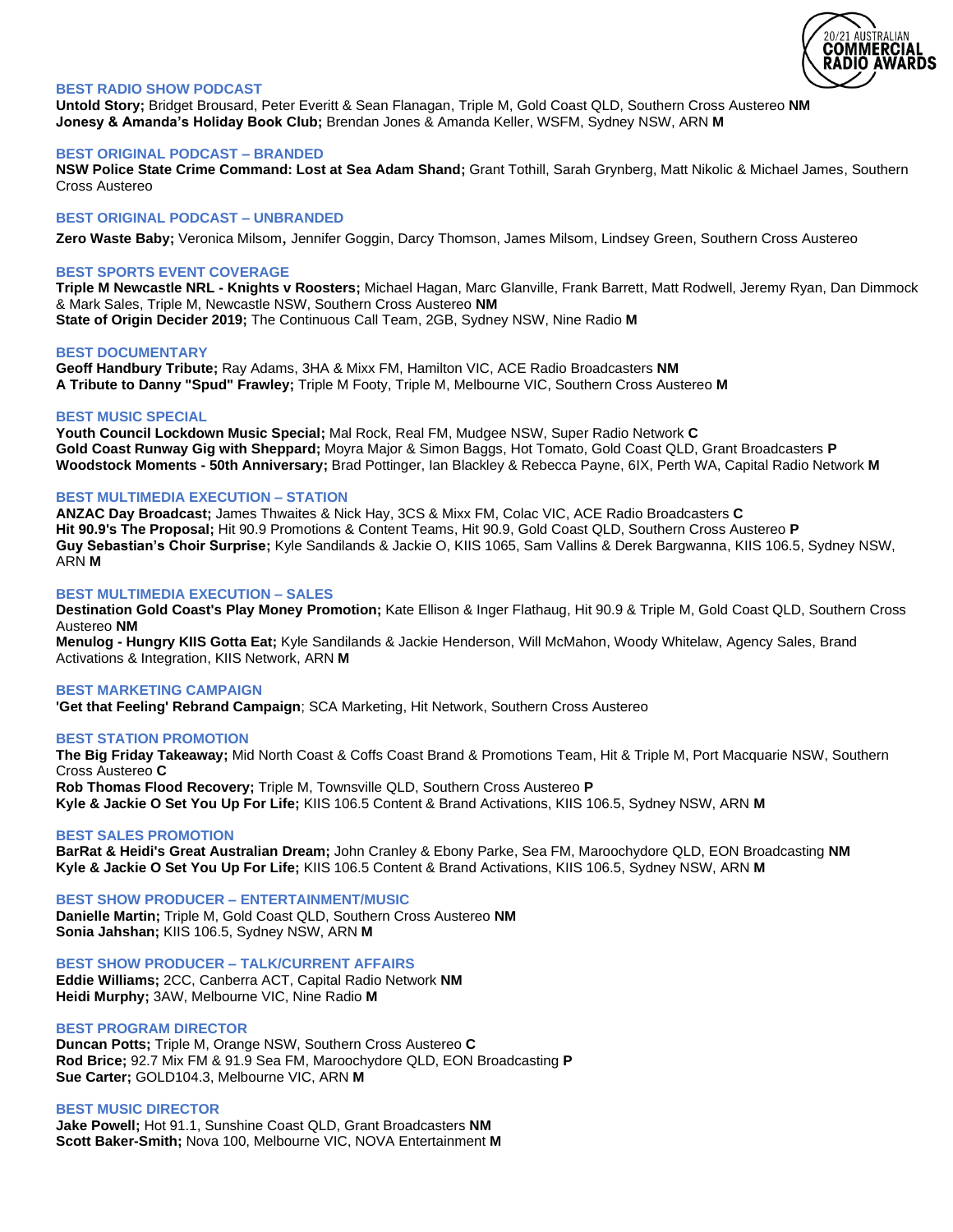### BEST RADIO SHOW PODCAST

**Untold Story;** Bridget Brousard, Peter Everitt & Sean Flanagan, Triple M, Gold Coast QLD, Southern Cross Austereo **NM**
**Jonesy & Amanda's Holiday Book Club;** Brendan Jones & Amanda Keller, WSFM, Sydney NSW, ARN **M**

### BEST ORIGINAL PODCAST – BRANDED

**NSW Police State Crime Command: Lost at Sea Adam Shand;** Grant Tothill, Sarah Grynberg, Matt Nikolic & Michael James, Southern Cross Austereo

### BEST ORIGINAL PODCAST – UNBRANDED

**Zero Waste Baby;** Veronica Milsom, Jennifer Goggin, Darcy Thomson, James Milsom, Lindsey Green, Southern Cross Austereo

### BEST SPORTS EVENT COVERAGE

**Triple M Newcastle NRL - Knights v Roosters;** Michael Hagan, Marc Glanville, Frank Barrett, Matt Rodwell, Jeremy Ryan, Dan Dimmock & Mark Sales, Triple M, Newcastle NSW, Southern Cross Austereo **NM**
**State of Origin Decider 2019;** The Continuous Call Team, 2GB, Sydney NSW, Nine Radio **M**

### BEST DOCUMENTARY

**Geoff Handbury Tribute;** Ray Adams, 3HA & Mixx FM, Hamilton VIC, ACE Radio Broadcasters **NM**
**A Tribute to Danny "Spud" Frawley;** Triple M Footy, Triple M, Melbourne VIC, Southern Cross Austereo **M**

### BEST MUSIC SPECIAL

**Youth Council Lockdown Music Special;** Mal Rock, Real FM, Mudgee NSW, Super Radio Network **C**
**Gold Coast Runway Gig with Sheppard;** Moyra Major & Simon Baggs, Hot Tomato, Gold Coast QLD, Grant Broadcasters **P**
**Woodstock Moments - 50th Anniversary;** Brad Pottinger, Ian Blackley & Rebecca Payne, 6IX, Perth WA, Capital Radio Network **M**

### BEST MULTIMEDIA EXECUTION – STATION

**ANZAC Day Broadcast;** James Thwaites & Nick Hay, 3CS & Mixx FM, Colac VIC, ACE Radio Broadcasters **C**
**Hit 90.9's The Proposal;** Hit 90.9 Promotions & Content Teams, Hit 90.9, Gold Coast QLD, Southern Cross Austereo **P**
**Guy Sebastian's Choir Surprise;** Kyle Sandilands & Jackie O, KIIS 1065, Sam Vallins & Derek Bargwanna, KIIS 106.5, Sydney NSW, ARN **M**

### BEST MULTIMEDIA EXECUTION – SALES

**Destination Gold Coast's Play Money Promotion;** Kate Ellison & Inger Flathaug, Hit 90.9 & Triple M, Gold Coast QLD, Southern Cross Austereo **NM**
**Menulog - Hungry KIIS Gotta Eat;** Kyle Sandilands & Jackie Henderson, Will McMahon, Woody Whitelaw, Agency Sales, Brand Activations & Integration, KIIS Network, ARN **M**

### BEST MARKETING CAMPAIGN

**'Get that Feeling' Rebrand Campaign**; SCA Marketing, Hit Network, Southern Cross Austereo

### BEST STATION PROMOTION

**The Big Friday Takeaway;** Mid North Coast & Coffs Coast Brand & Promotions Team, Hit & Triple M, Port Macquarie NSW, Southern Cross Austereo **C**
**Rob Thomas Flood Recovery;** Triple M, Townsville QLD, Southern Cross Austereo **P**
**Kyle & Jackie O Set You Up For Life;** KIIS 106.5 Content & Brand Activations, KIIS 106.5, Sydney NSW, ARN **M**

### BEST SALES PROMOTION

**BarRat & Heidi's Great Australian Dream;** John Cranley & Ebony Parke, Sea FM, Maroochydore QLD, EON Broadcasting **NM**
**Kyle & Jackie O Set You Up For Life;** KIIS 106.5 Content & Brand Activations, KIIS 106.5, Sydney NSW, ARN **M**

### BEST SHOW PRODUCER – ENTERTAINMENT/MUSIC

**Danielle Martin;** Triple M, Gold Coast QLD, Southern Cross Austereo **NM**
**Sonia Jahshan;** KIIS 106.5, Sydney NSW, ARN **M**

### BEST SHOW PRODUCER – TALK/CURRENT AFFAIRS

**Eddie Williams;** 2CC, Canberra ACT, Capital Radio Network **NM**
**Heidi Murphy;** 3AW, Melbourne VIC, Nine Radio **M**

### BEST PROGRAM DIRECTOR

**Duncan Potts;** Triple M, Orange NSW, Southern Cross Austereo **C**
**Rod Brice;** 92.7 Mix FM & 91.9 Sea FM, Maroochydore QLD, EON Broadcasting **P**
**Sue Carter;** GOLD104.3, Melbourne VIC, ARN **M**

### BEST MUSIC DIRECTOR

**Jake Powell;** Hot 91.1, Sunshine Coast QLD, Grant Broadcasters **NM**
**Scott Baker-Smith;** Nova 100, Melbourne VIC, NOVA Entertainment **M**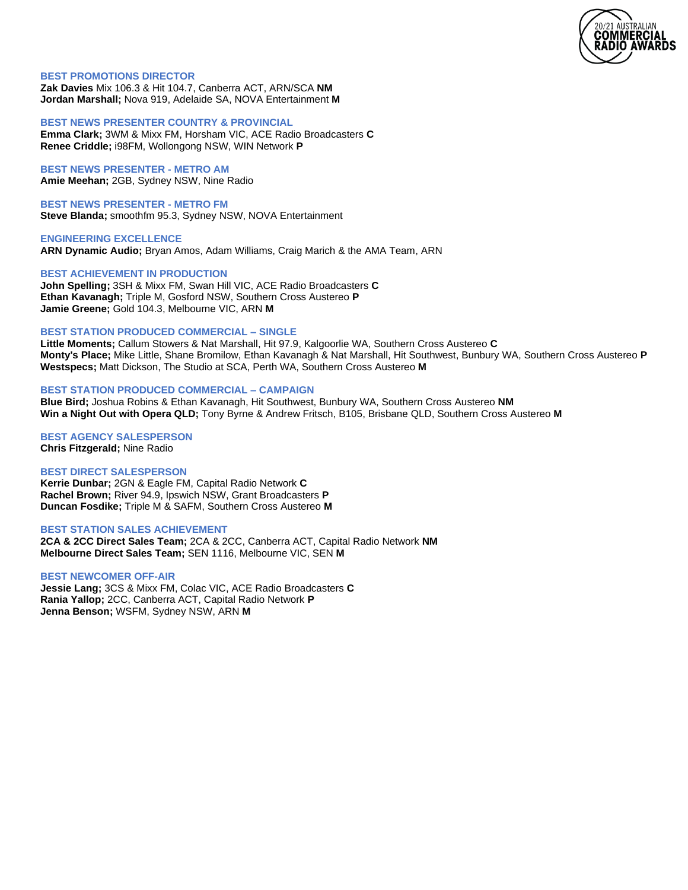### BEST PROMOTIONS DIRECTOR
**Zak Davies** Mix 106.3 & Hit 104.7, Canberra ACT, ARN/SCA **NM**
**Jordan Marshall;** Nova 919, Adelaide SA, NOVA Entertainment **M**

### BEST NEWS PRESENTER COUNTRY & PROVINCIAL
**Emma Clark;** 3WM & Mixx FM, Horsham VIC, ACE Radio Broadcasters **C**
**Renee Criddle;** i98FM, Wollongong NSW, WIN Network **P**

### BEST NEWS PRESENTER - METRO AM
**Amie Meehan;** 2GB, Sydney NSW, Nine Radio

### BEST NEWS PRESENTER - METRO FM
**Steve Blanda;** smoothfm 95.3, Sydney NSW, NOVA Entertainment

### ENGINEERING EXCELLENCE
**ARN Dynamic Audio;** Bryan Amos, Adam Williams, Craig Marich & the AMA Team, ARN

### BEST ACHIEVEMENT IN PRODUCTION
**John Spelling;** 3SH & Mixx FM, Swan Hill VIC, ACE Radio Broadcasters **C**
**Ethan Kavanagh;** Triple M, Gosford NSW, Southern Cross Austereo **P**
**Jamie Greene;** Gold 104.3, Melbourne VIC, ARN **M**

### BEST STATION PRODUCED COMMERCIAL – SINGLE
**Little Moments;** Callum Stowers & Nat Marshall, Hit 97.9, Kalgoorlie WA, Southern Cross Austereo **C**
**Monty's Place;** Mike Little, Shane Bromilow, Ethan Kavanagh & Nat Marshall, Hit Southwest, Bunbury WA, Southern Cross Austereo **P**
**Westspecs;** Matt Dickson, The Studio at SCA, Perth WA, Southern Cross Austereo **M**

### BEST STATION PRODUCED COMMERCIAL – CAMPAIGN
**Blue Bird;** Joshua Robins & Ethan Kavanagh, Hit Southwest, Bunbury WA, Southern Cross Austereo **NM**
**Win a Night Out with Opera QLD;** Tony Byrne & Andrew Fritsch, B105, Brisbane QLD, Southern Cross Austereo **M**

### BEST AGENCY SALESPERSON
**Chris Fitzgerald;** Nine Radio

### BEST DIRECT SALESPERSON
**Kerrie Dunbar;** 2GN & Eagle FM, Capital Radio Network **C**
**Rachel Brown;** River 94.9, Ipswich NSW, Grant Broadcasters **P**
**Duncan Fosdike;** Triple M & SAFM, Southern Cross Austereo **M**

### BEST STATION SALES ACHIEVEMENT
**2CA & 2CC Direct Sales Team;** 2CA & 2CC, Canberra ACT, Capital Radio Network **NM**
**Melbourne Direct Sales Team;** SEN 1116, Melbourne VIC, SEN **M**

### BEST NEWCOMER OFF-AIR
**Jessie Lang;** 3CS & Mixx FM, Colac VIC, ACE Radio Broadcasters **C**
**Rania Yallop;** 2CC, Canberra ACT, Capital Radio Network **P**
**Jenna Benson;** WSFM, Sydney NSW, ARN **M**